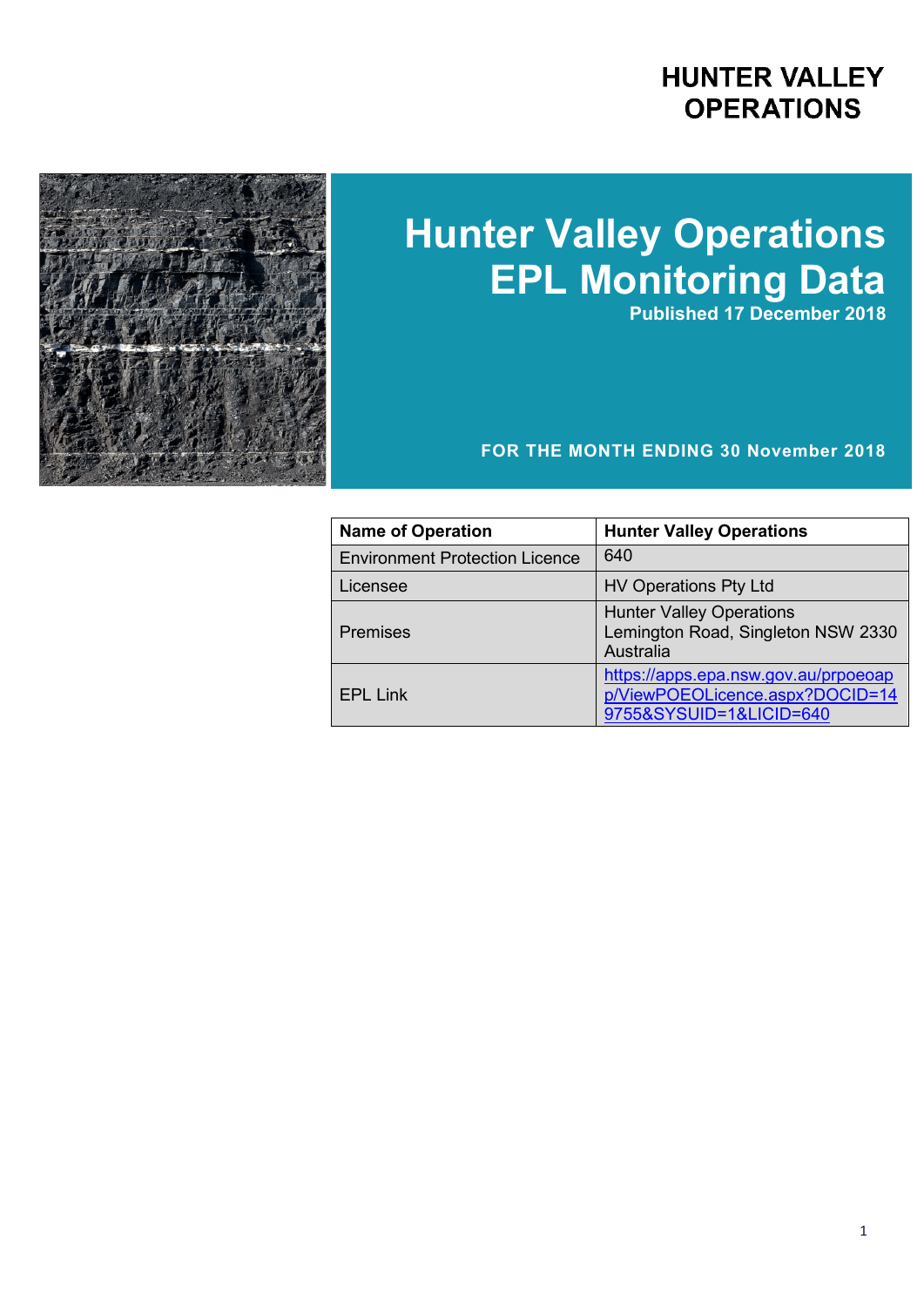HUNTER VALLEY OPERATIONS

# Hunter Valley Operations EPL Monitoring Data

**Published 17 December 2018**

**FOR THE MONTH ENDING 30 November 2018**

| Name of Operation | Hunter Valley Operations |
|---|---|
| Environment Protection Licence | 640 |
| Licensee | HV Operations Pty Ltd |
| Premises | Hunter Valley Operations Lemington Road, Singleton NSW 2330 Australia |
| EPL Link | https://apps.epa.nsw.gov.au/prpoeoapp/ViewPOEOLicence.aspx?DOCID=149755&SYSUID=1&LICID=640 |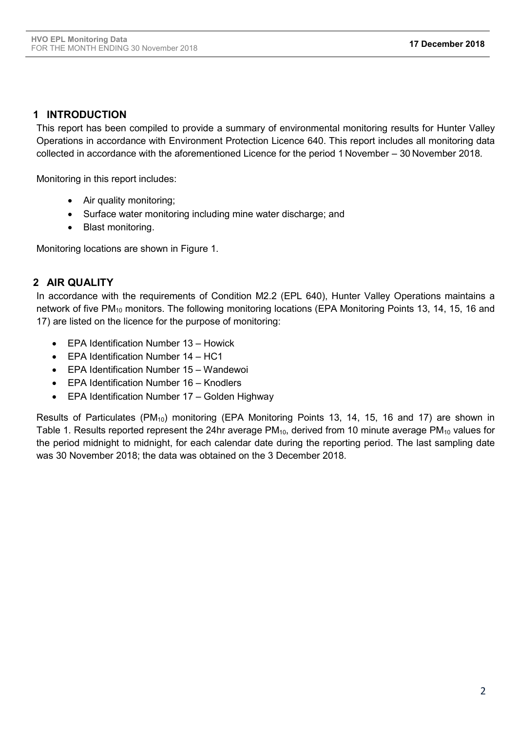## 1 INTRODUCTION

This report has been compiled to provide a summary of environmental monitoring results for Hunter Valley Operations in accordance with Environment Protection Licence 640. This report includes all monitoring data collected in accordance with the aforementioned Licence for the period 1 November – 30 November 2018.

Monitoring in this report includes:

- Air quality monitoring;
- Surface water monitoring including mine water discharge; and
- Blast monitoring.

Monitoring locations are shown in Figure 1.

## 2 AIR QUALITY

In accordance with the requirements of Condition M2.2 (EPL 640), Hunter Valley Operations maintains a network of five $PM_{10}$ monitors. The following monitoring locations (EPA Monitoring Points 13, 14, 15, 16 and 17) are listed on the licence for the purpose of monitoring:

- EPA Identification Number 13 – Howick
- EPA Identification Number 14 – HC1
- EPA Identification Number 15 – Wandewoi
- EPA Identification Number 16 – Knodlers
- EPA Identification Number 17 – Golden Highway

Results of Particulates ($PM_{10}$) monitoring (EPA Monitoring Points 13, 14, 15, 16 and 17) are shown in Table 1. Results reported represent the 24hr average $PM_{10}$, derived from 10 minute average $PM_{10}$ values for the period midnight to midnight, for each calendar date during the reporting period. The last sampling date was 30 November 2018; the data was obtained on the 3 December 2018.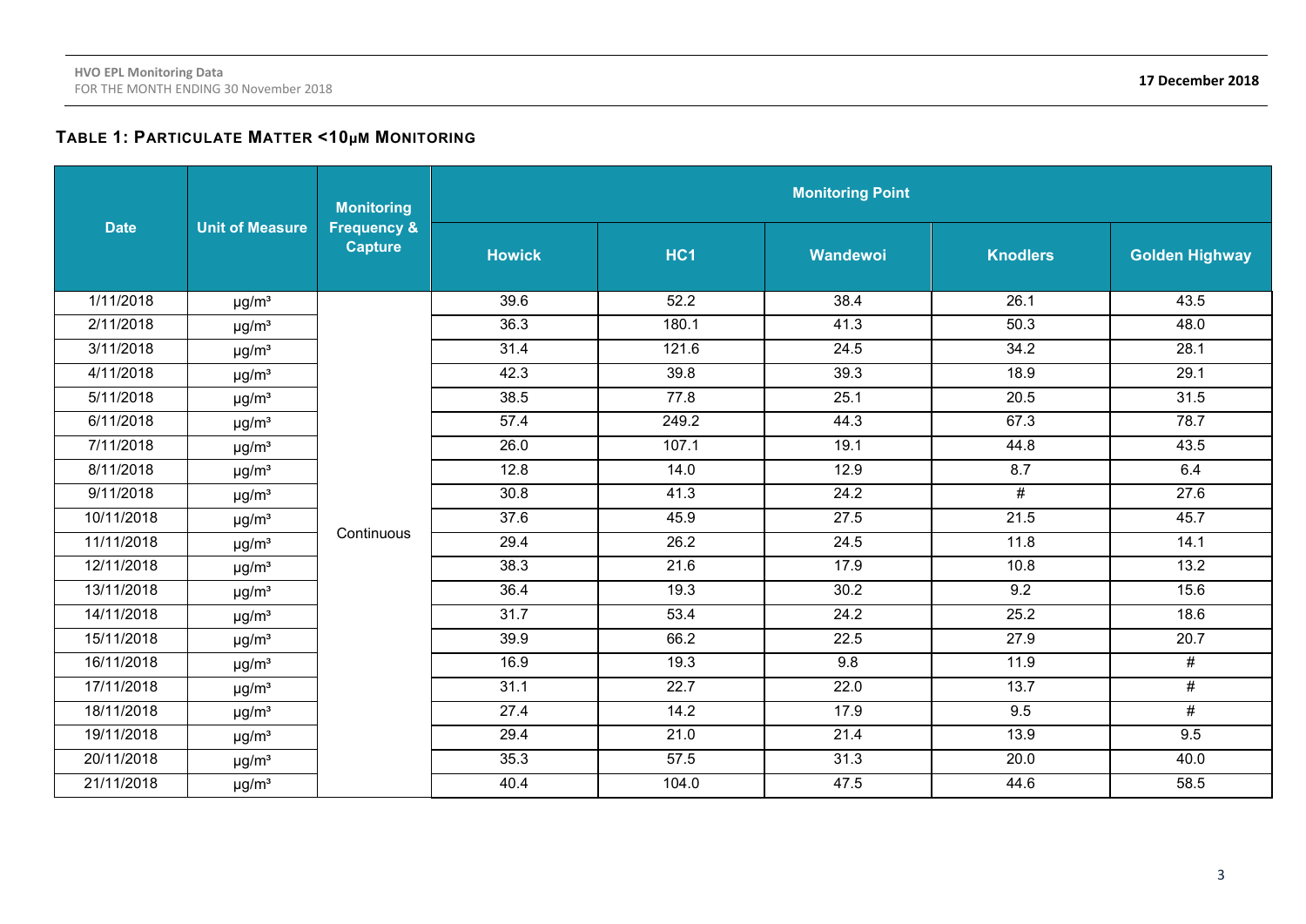### TABLE 1: PARTICULATE MATTER <10μM MONITORING

| Date | Unit of Measure | Monitoring Frequency & Capture | Monitoring Point | | | | |
|---|---|---|---|---|---|---|---|
| | | | Howick | HC1 | Wandewoi | Knodlers | Golden Highway |
| 1/11/2018 | μg/m³ | Continuous | 39.6 | 52.2 | 38.4 | 26.1 | 43.5 |
| 2/11/2018 | μg/m³ | | 36.3 | 180.1 | 41.3 | 50.3 | 48.0 |
| 3/11/2018 | μg/m³ | | 31.4 | 121.6 | 24.5 | 34.2 | 28.1 |
| 4/11/2018 | μg/m³ | | 42.3 | 39.8 | 39.3 | 18.9 | 29.1 |
| 5/11/2018 | μg/m³ | | 38.5 | 77.8 | 25.1 | 20.5 | 31.5 |
| 6/11/2018 | μg/m³ | | 57.4 | 249.2 | 44.3 | 67.3 | 78.7 |
| 7/11/2018 | μg/m³ | | 26.0 | 107.1 | 19.1 | 44.8 | 43.5 |
| 8/11/2018 | μg/m³ | | 12.8 | 14.0 | 12.9 | 8.7 | 6.4 |
| 9/11/2018 | μg/m³ | | 30.8 | 41.3 | 24.2 | # | 27.6 |
| 10/11/2018 | μg/m³ | | 37.6 | 45.9 | 27.5 | 21.5 | 45.7 |
| 11/11/2018 | μg/m³ | | 29.4 | 26.2 | 24.5 | 11.8 | 14.1 |
| 12/11/2018 | μg/m³ | | 38.3 | 21.6 | 17.9 | 10.8 | 13.2 |
| 13/11/2018 | μg/m³ | | 36.4 | 19.3 | 30.2 | 9.2 | 15.6 |
| 14/11/2018 | μg/m³ | | 31.7 | 53.4 | 24.2 | 25.2 | 18.6 |
| 15/11/2018 | μg/m³ | | 39.9 | 66.2 | 22.5 | 27.9 | 20.7 |
| 16/11/2018 | μg/m³ | | 16.9 | 19.3 | 9.8 | 11.9 | # |
| 17/11/2018 | μg/m³ | | 31.1 | 22.7 | 22.0 | 13.7 | # |
| 18/11/2018 | μg/m³ | | 27.4 | 14.2 | 17.9 | 9.5 | # |
| 19/11/2018 | μg/m³ | | 29.4 | 21.0 | 21.4 | 13.9 | 9.5 |
| 20/11/2018 | μg/m³ | | 35.3 | 57.5 | 31.3 | 20.0 | 40.0 |
| 21/11/2018 | μg/m³ | | 40.4 | 104.0 | 47.5 | 44.6 | 58.5 |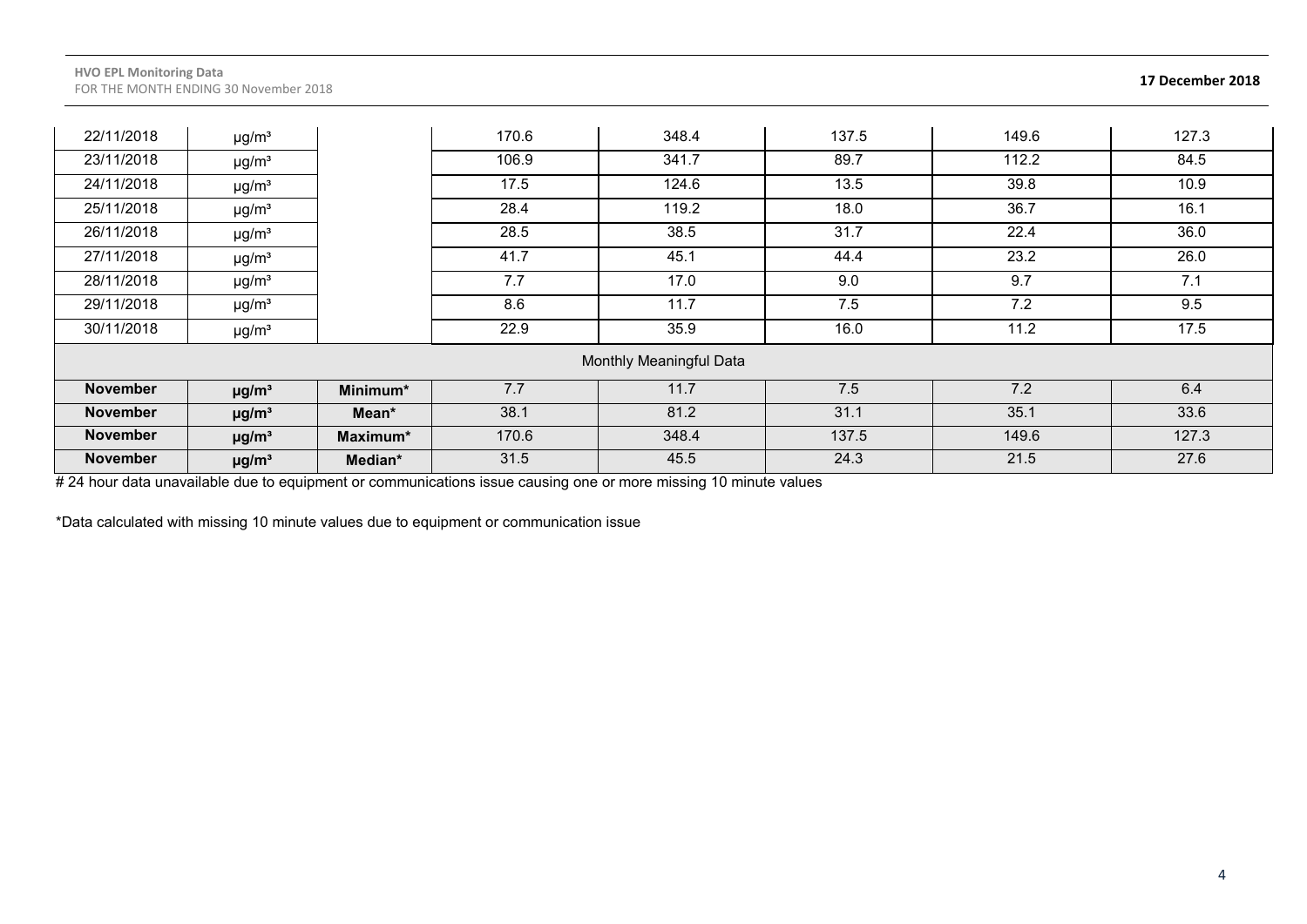| | | | | | | | |
|---|---|---|---|---|---|---|---|
| 22/11/2018 | µg/m³ | | 170.6 | 348.4 | 137.5 | 149.6 | 127.3 |
| 23/11/2018 | µg/m³ | | 106.9 | 341.7 | 89.7 | 112.2 | 84.5 |
| 24/11/2018 | µg/m³ | | 17.5 | 124.6 | 13.5 | 39.8 | 10.9 |
| 25/11/2018 | µg/m³ | | 28.4 | 119.2 | 18.0 | 36.7 | 16.1 |
| 26/11/2018 | µg/m³ | | 28.5 | 38.5 | 31.7 | 22.4 | 36.0 |
| 27/11/2018 | µg/m³ | | 41.7 | 45.1 | 44.4 | 23.2 | 26.0 |
| 28/11/2018 | µg/m³ | | 7.7 | 17.0 | 9.0 | 9.7 | 7.1 |
| 29/11/2018 | µg/m³ | | 8.6 | 11.7 | 7.5 | 7.2 | 9.5 |
| 30/11/2018 | µg/m³ | | 22.9 | 35.9 | 16.0 | 11.2 | 17.5 |
| Monthly Meaningful Data | | | | | | | |
| **November** | **µg/m³** | **Minimum*** | 7.7 | 11.7 | 7.5 | 7.2 | 6.4 |
| **November** | **µg/m³** | **Mean*** | 38.1 | 81.2 | 31.1 | 35.1 | 33.6 |
| **November** | **µg/m³** | **Maximum*** | 170.6 | 348.4 | 137.5 | 149.6 | 127.3 |
| **November** | **µg/m³** | **Median*** | 31.5 | 45.5 | 24.3 | 21.5 | 27.6 |

# 24 hour data unavailable due to equipment or communications issue causing one or more missing 10 minute values

*Data calculated with missing 10 minute values due to equipment or communication issue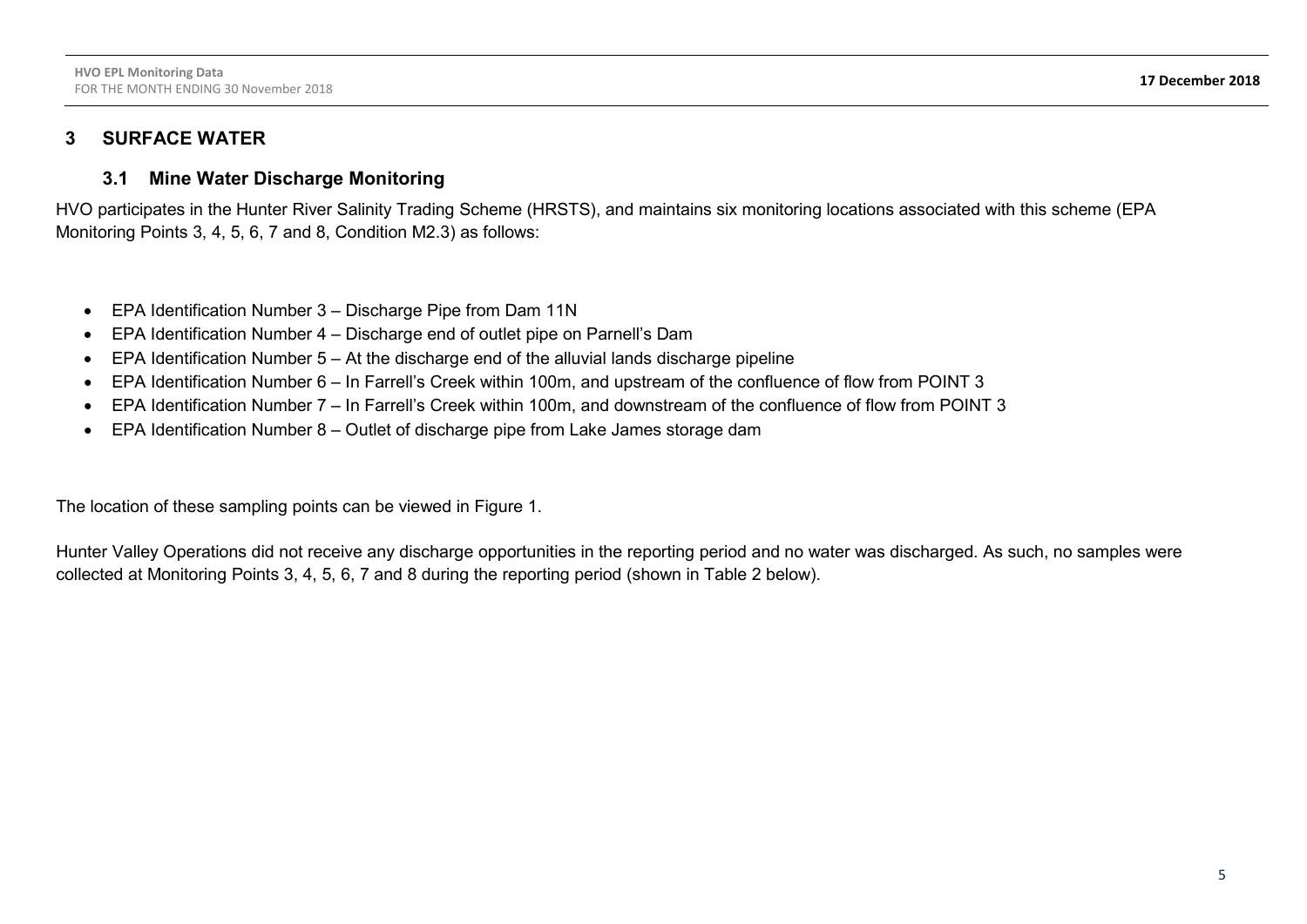# 3 SURFACE WATER

## 3.1 Mine Water Discharge Monitoring

HVO participates in the Hunter River Salinity Trading Scheme (HRSTS), and maintains six monitoring locations associated with this scheme (EPA Monitoring Points 3, 4, 5, 6, 7 and 8, Condition M2.3) as follows:

- EPA Identification Number 3 – Discharge Pipe from Dam 11N
- EPA Identification Number 4 – Discharge end of outlet pipe on Parnell's Dam
- EPA Identification Number 5 – At the discharge end of the alluvial lands discharge pipeline
- EPA Identification Number 6 – In Farrell's Creek within 100m, and upstream of the confluence of flow from POINT 3
- EPA Identification Number 7 – In Farrell's Creek within 100m, and downstream of the confluence of flow from POINT 3
- EPA Identification Number 8 – Outlet of discharge pipe from Lake James storage dam

The location of these sampling points can be viewed in Figure 1.

Hunter Valley Operations did not receive any discharge opportunities in the reporting period and no water was discharged. As such, no samples were collected at Monitoring Points 3, 4, 5, 6, 7 and 8 during the reporting period (shown in Table 2 below).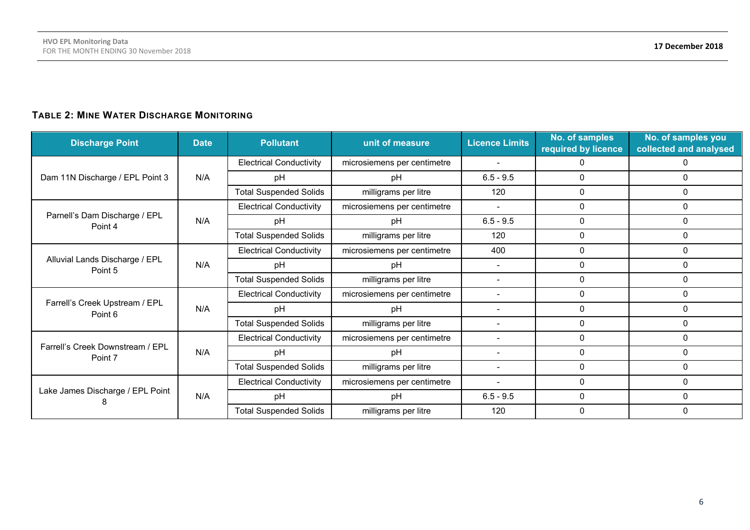### TABLE 2: MINE WATER DISCHARGE MONITORING

| Discharge Point | Date | Pollutant | unit of measure | Licence Limits | No. of samples required by licence | No. of samples you collected and analysed |
|---|---|---|---|---|---|---|
| Dam 11N Discharge / EPL Point 3 | N/A | Electrical Conductivity | microsiemens per centimetre | - | 0 | 0 |
| | | pH | pH | 6.5 - 9.5 | 0 | 0 |
| | | Total Suspended Solids | milligrams per litre | 120 | 0 | 0 |
| Parnell's Dam Discharge / EPL Point 4 | N/A | Electrical Conductivity | microsiemens per centimetre | - | 0 | 0 |
| | | pH | pH | 6.5 - 9.5 | 0 | 0 |
| | | Total Suspended Solids | milligrams per litre | 120 | 0 | 0 |
| Alluvial Lands Discharge / EPL Point 5 | N/A | Electrical Conductivity | microsiemens per centimetre | 400 | 0 | 0 |
| | | pH | pH | - | 0 | 0 |
| | | Total Suspended Solids | milligrams per litre | - | 0 | 0 |
| Farrell's Creek Upstream / EPL Point 6 | N/A | Electrical Conductivity | microsiemens per centimetre | - | 0 | 0 |
| | | pH | pH | - | 0 | 0 |
| | | Total Suspended Solids | milligrams per litre | - | 0 | 0 |
| Farrell's Creek Downstream / EPL Point 7 | N/A | Electrical Conductivity | microsiemens per centimetre | - | 0 | 0 |
| | | pH | pH | - | 0 | 0 |
| | | Total Suspended Solids | milligrams per litre | - | 0 | 0 |
| Lake James Discharge / EPL Point 8 | N/A | Electrical Conductivity | microsiemens per centimetre | - | 0 | 0 |
| | | pH | pH | 6.5 - 9.5 | 0 | 0 |
| | | Total Suspended Solids | milligrams per litre | 120 | 0 | 0 |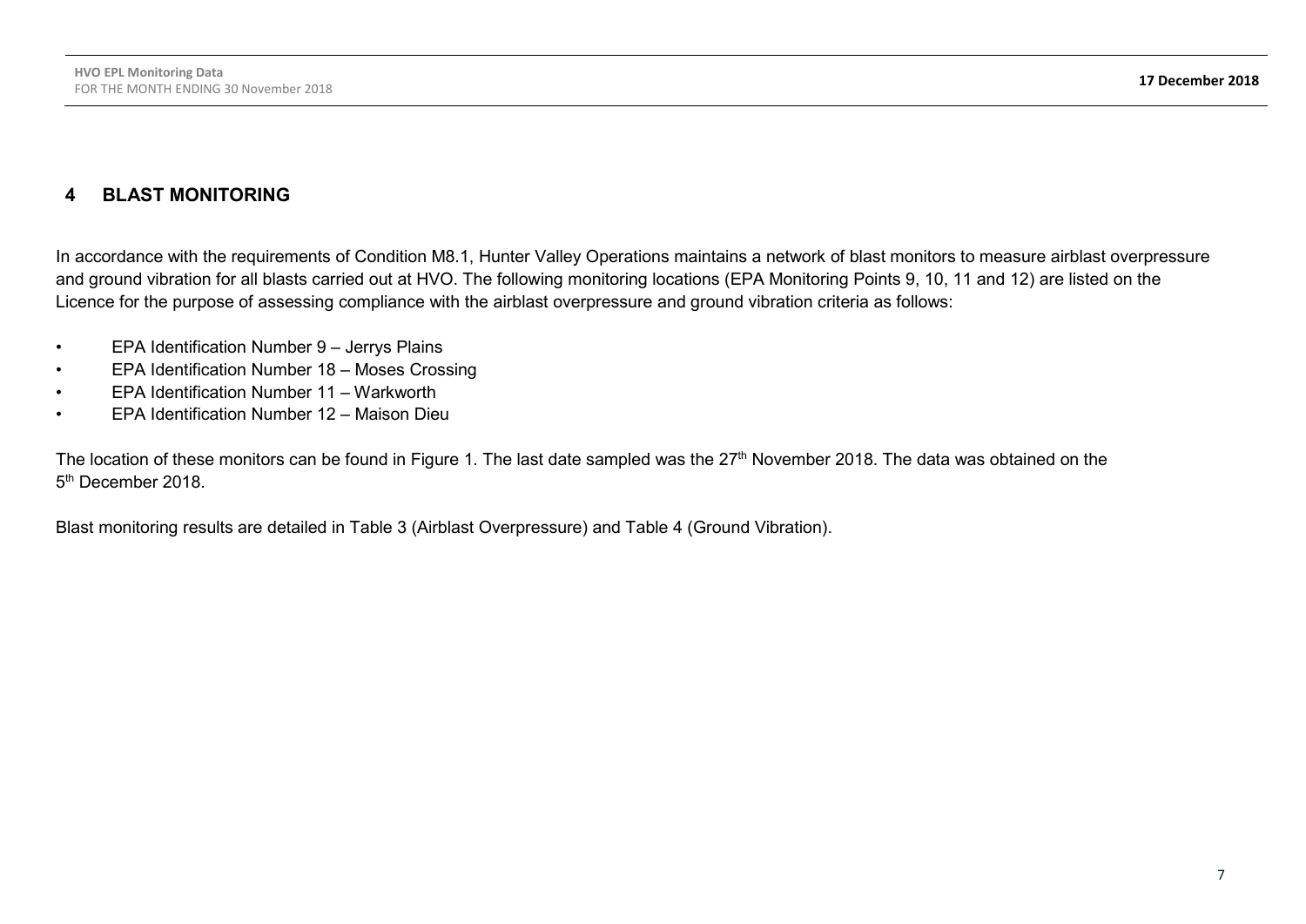## 4 BLAST MONITORING

In accordance with the requirements of Condition M8.1, Hunter Valley Operations maintains a network of blast monitors to measure airblast overpressure and ground vibration for all blasts carried out at HVO. The following monitoring locations (EPA Monitoring Points 9, 10, 11 and 12) are listed on the Licence for the purpose of assessing compliance with the airblast overpressure and ground vibration criteria as follows:

- EPA Identification Number 9 – Jerrys Plains
- EPA Identification Number 18 – Moses Crossing
- EPA Identification Number 11 – Warkworth
- EPA Identification Number 12 – Maison Dieu

The location of these monitors can be found in Figure 1. The last date sampled was the 27th November 2018. The data was obtained on the 5th December 2018.

Blast monitoring results are detailed in Table 3 (Airblast Overpressure) and Table 4 (Ground Vibration).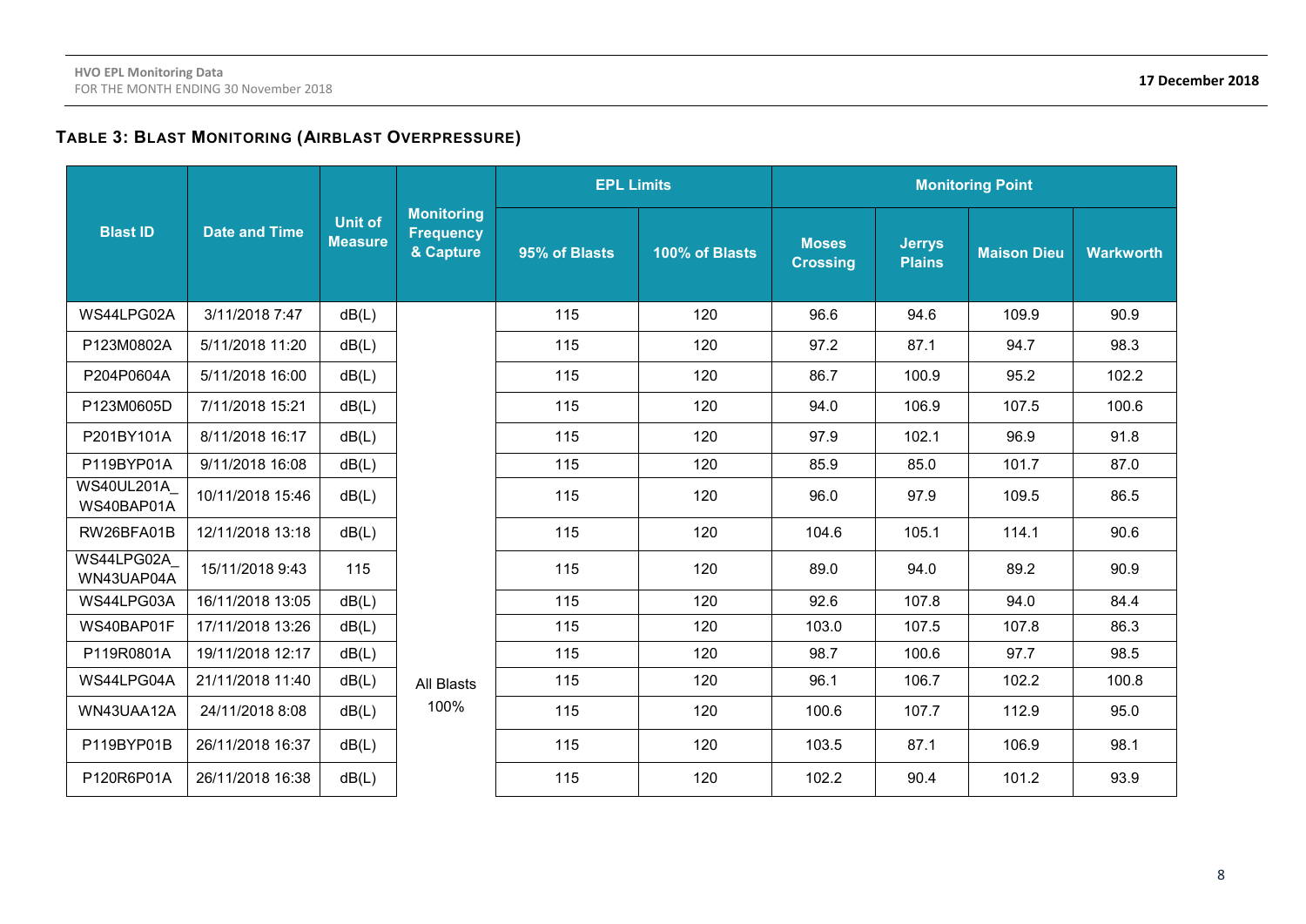## TABLE 3: BLAST MONITORING (AIRBLAST OVERPRESSURE)

| Blast ID | Date and Time | Unit of Measure | Monitoring Frequency & Capture | EPL Limits | | Monitoring Point | | | |
|---|---|---|---|---|---|---|---|---|---|
| | | | | 95% of Blasts | 100% of Blasts | Moses Crossing | Jerrys Plains | Maison Dieu | Warkworth |
| WS44LPG02A | 3/11/2018 7:47 | dB(L) | All Blasts 100% | 115 | 120 | 96.6 | 94.6 | 109.9 | 90.9 |
| P123M0802A | 5/11/2018 11:20 | dB(L) | | 115 | 120 | 97.2 | 87.1 | 94.7 | 98.3 |
| P204P0604A | 5/11/2018 16:00 | dB(L) | | 115 | 120 | 86.7 | 100.9 | 95.2 | 102.2 |
| P123M0605D | 7/11/2018 15:21 | dB(L) | | 115 | 120 | 94.0 | 106.9 | 107.5 | 100.6 |
| P201BY101A | 8/11/2018 16:17 | dB(L) | | 115 | 120 | 97.9 | 102.1 | 96.9 | 91.8 |
| P119BYP01A | 9/11/2018 16:08 | dB(L) | | 115 | 120 | 85.9 | 85.0 | 101.7 | 87.0 |
| WS40UL201A_ WS40BAP01A | 10/11/2018 15:46 | dB(L) | | 115 | 120 | 96.0 | 97.9 | 109.5 | 86.5 |
| RW26BFA01B | 12/11/2018 13:18 | dB(L) | | 115 | 120 | 104.6 | 105.1 | 114.1 | 90.6 |
| WS44LPG02A_ WN43UAP04A | 15/11/2018 9:43 | 115 | | 115 | 120 | 89.0 | 94.0 | 89.2 | 90.9 |
| WS44LPG03A | 16/11/2018 13:05 | dB(L) | | 115 | 120 | 92.6 | 107.8 | 94.0 | 84.4 |
| WS40BAP01F | 17/11/2018 13:26 | dB(L) | | 115 | 120 | 103.0 | 107.5 | 107.8 | 86.3 |
| P119R0801A | 19/11/2018 12:17 | dB(L) | | 115 | 120 | 98.7 | 100.6 | 97.7 | 98.5 |
| WS44LPG04A | 21/11/2018 11:40 | dB(L) | | 115 | 120 | 96.1 | 106.7 | 102.2 | 100.8 |
| WN43UAA12A | 24/11/2018 8:08 | dB(L) | | 115 | 120 | 100.6 | 107.7 | 112.9 | 95.0 |
| P119BYP01B | 26/11/2018 16:37 | dB(L) | | 115 | 120 | 103.5 | 87.1 | 106.9 | 98.1 |
| P120R6P01A | 26/11/2018 16:38 | dB(L) | | 115 | 120 | 102.2 | 90.4 | 101.2 | 93.9 |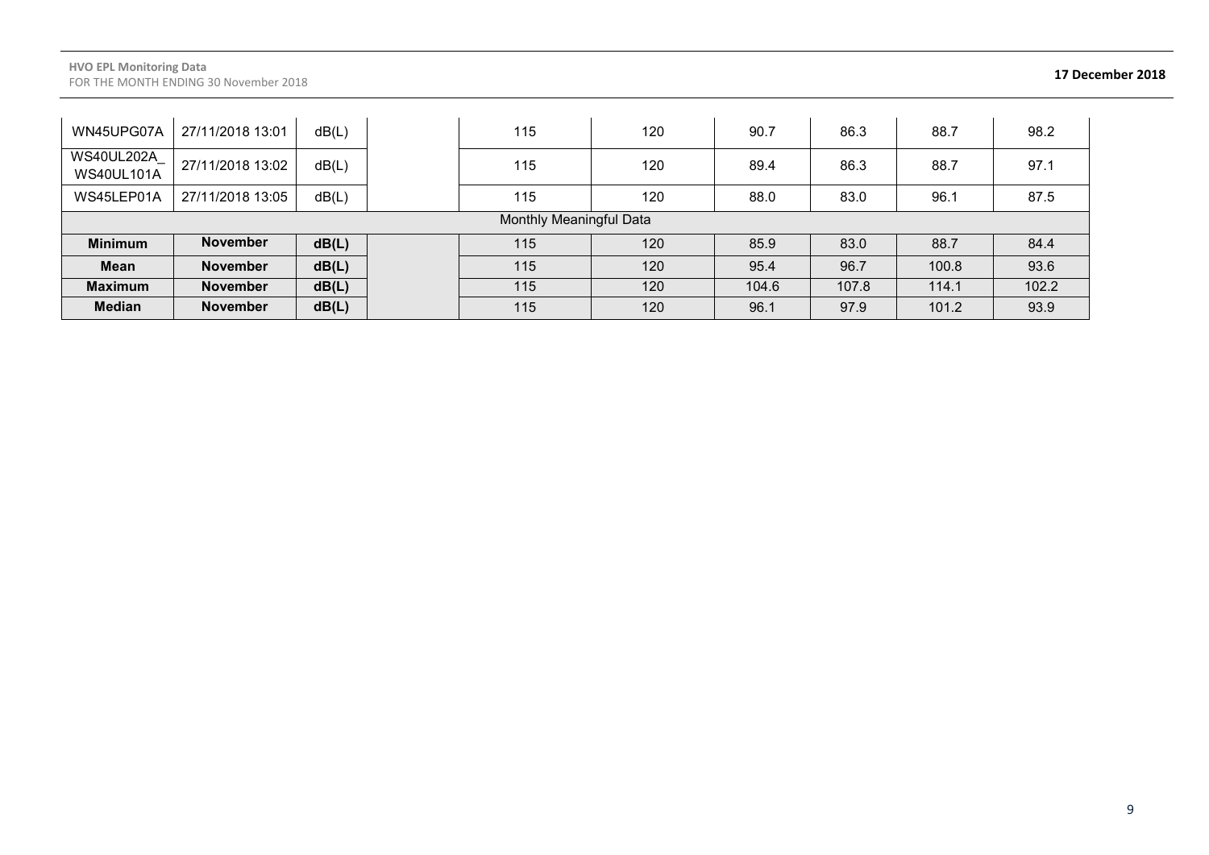| | | | | | | | | | |
|---|---|---|---|---|---|---|---|---|---|
| WN45UPG07A | 27/11/2018 13:01 | dB(L) | | 115 | 120 | 90.7 | 86.3 | 88.7 | 98.2 |
| WS40UL202A_ WS40UL101A | 27/11/2018 13:02 | dB(L) | | 115 | 120 | 89.4 | 86.3 | 88.7 | 97.1 |
| WS45LEP01A | 27/11/2018 13:05 | dB(L) | | 115 | 120 | 88.0 | 83.0 | 96.1 | 87.5 |
| Monthly Meaningful Data | | | | | | | | | |
| **Minimum** | **November** | **dB(L)** | | 115 | 120 | 85.9 | 83.0 | 88.7 | 84.4 |
| **Mean** | **November** | **dB(L)** | | 115 | 120 | 95.4 | 96.7 | 100.8 | 93.6 |
| **Maximum** | **November** | **dB(L)** | | 115 | 120 | 104.6 | 107.8 | 114.1 | 102.2 |
| **Median** | **November** | **dB(L)** | | 115 | 120 | 96.1 | 97.9 | 101.2 | 93.9 |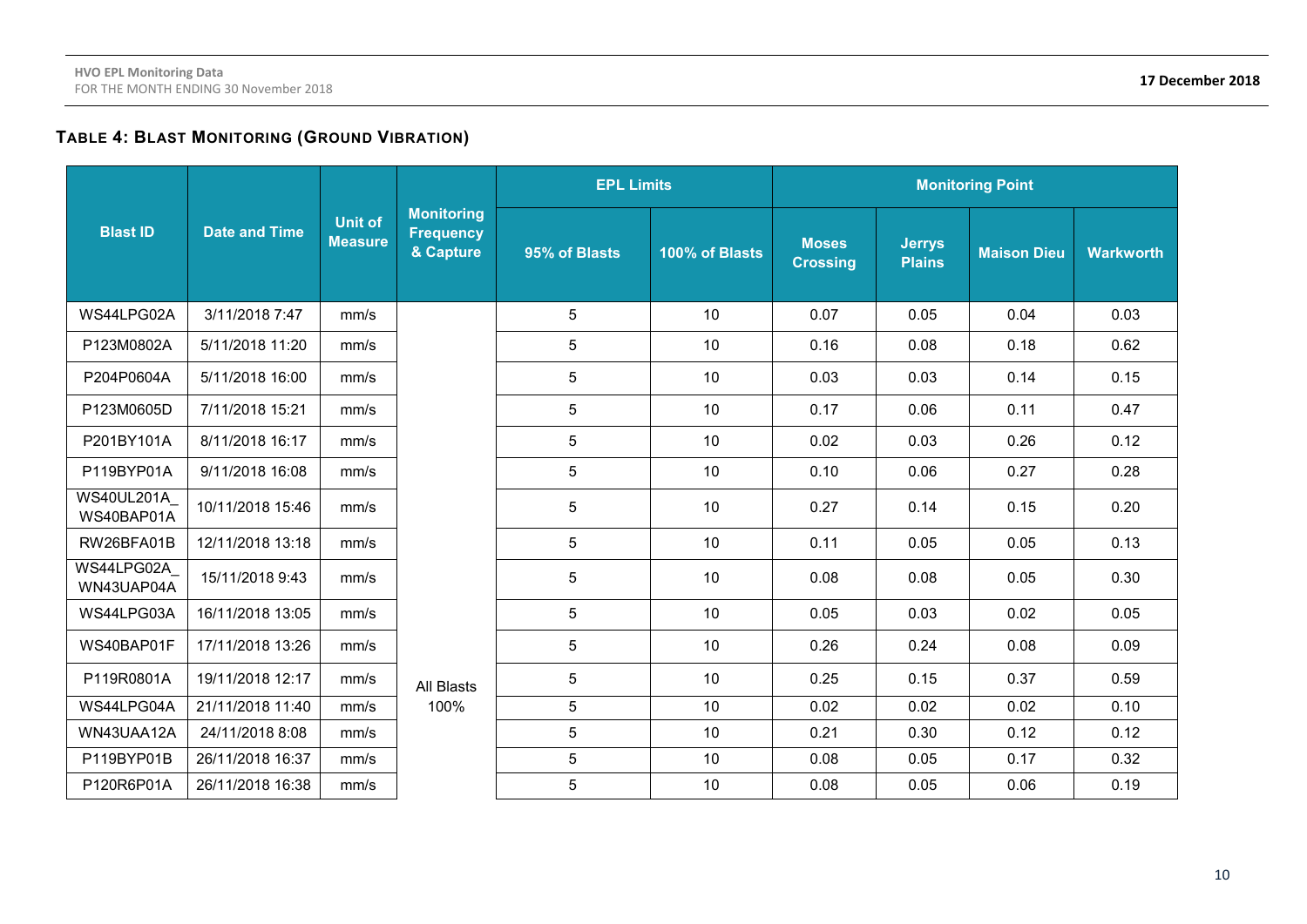## TABLE 4: BLAST MONITORING (GROUND VIBRATION)

| Blast ID | Date and Time | Unit of Measure | Monitoring Frequency & Capture | EPL Limits | | Monitoring Point | | | |
|---|---|---|---|---|---|---|---|---|---|
| | | | | 95% of Blasts | 100% of Blasts | Moses Crossing | Jerrys Plains | Maison Dieu | Warkworth |
| WS44LPG02A | 3/11/2018 7:47 | mm/s | All Blasts 100% | 5 | 10 | 0.07 | 0.05 | 0.04 | 0.03 |
| P123M0802A | 5/11/2018 11:20 | mm/s | | 5 | 10 | 0.16 | 0.08 | 0.18 | 0.62 |
| P204P0604A | 5/11/2018 16:00 | mm/s | | 5 | 10 | 0.03 | 0.03 | 0.14 | 0.15 |
| P123M0605D | 7/11/2018 15:21 | mm/s | | 5 | 10 | 0.17 | 0.06 | 0.11 | 0.47 |
| P201BY101A | 8/11/2018 16:17 | mm/s | | 5 | 10 | 0.02 | 0.03 | 0.26 | 0.12 |
| P119BYP01A | 9/11/2018 16:08 | mm/s | | 5 | 10 | 0.10 | 0.06 | 0.27 | 0.28 |
| WS40UL201A_WS40BAP01A | 10/11/2018 15:46 | mm/s | | 5 | 10 | 0.27 | 0.14 | 0.15 | 0.20 |
| RW26BFA01B | 12/11/2018 13:18 | mm/s | | 5 | 10 | 0.11 | 0.05 | 0.05 | 0.13 |
| WS44LPG02A_WN43UAP04A | 15/11/2018 9:43 | mm/s | | 5 | 10 | 0.08 | 0.08 | 0.05 | 0.30 |
| WS44LPG03A | 16/11/2018 13:05 | mm/s | | 5 | 10 | 0.05 | 0.03 | 0.02 | 0.05 |
| WS40BAP01F | 17/11/2018 13:26 | mm/s | | 5 | 10 | 0.26 | 0.24 | 0.08 | 0.09 |
| P119R0801A | 19/11/2018 12:17 | mm/s | | 5 | 10 | 0.25 | 0.15 | 0.37 | 0.59 |
| WS44LPG04A | 21/11/2018 11:40 | mm/s | | 5 | 10 | 0.02 | 0.02 | 0.02 | 0.10 |
| WN43UAA12A | 24/11/2018 8:08 | mm/s | | 5 | 10 | 0.21 | 0.30 | 0.12 | 0.12 |
| P119BYP01B | 26/11/2018 16:37 | mm/s | | 5 | 10 | 0.08 | 0.05 | 0.17 | 0.32 |
| P120R6P01A | 26/11/2018 16:38 | mm/s | | 5 | 10 | 0.08 | 0.05 | 0.06 | 0.19 |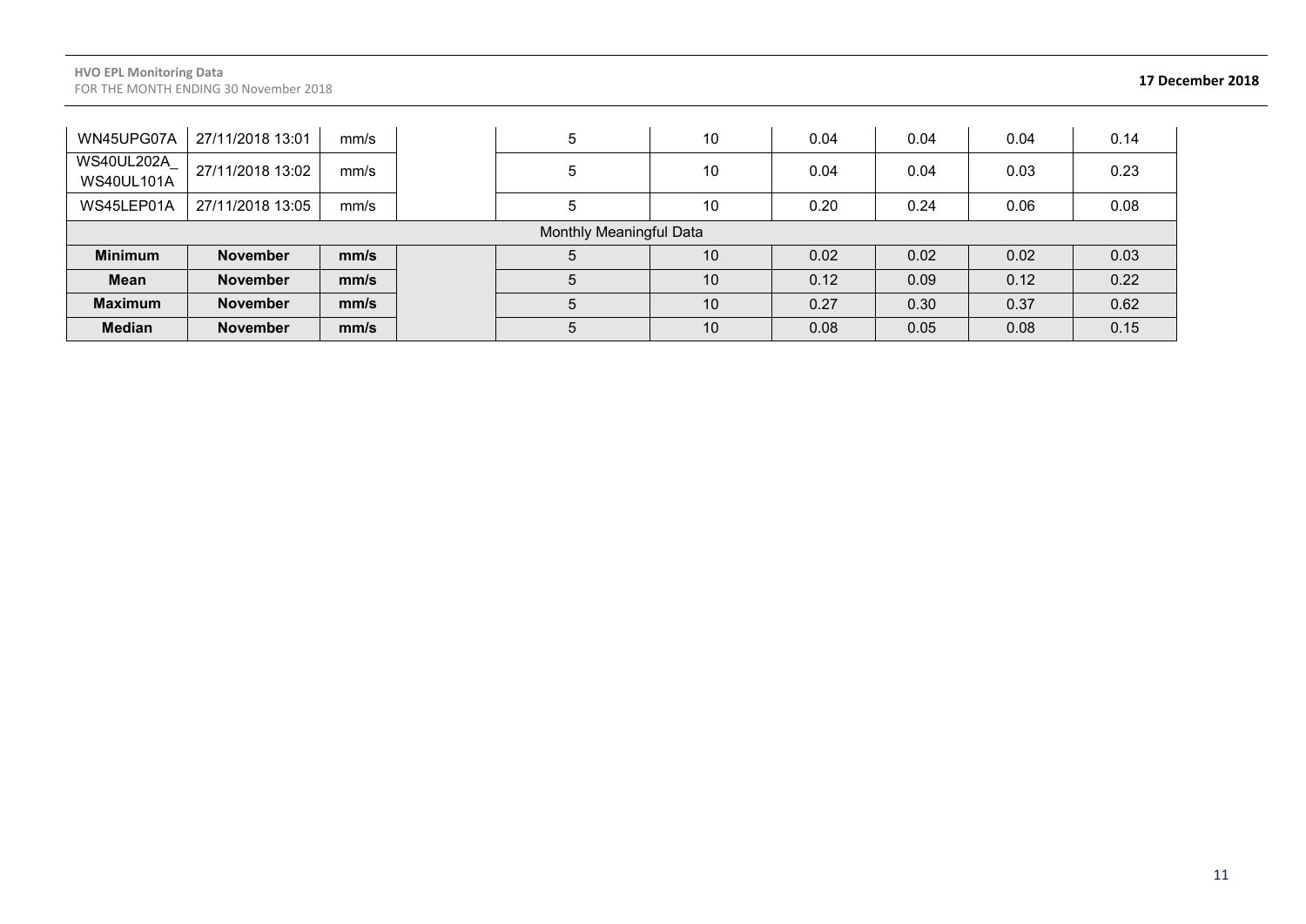| | | | | | | | | | |
|---|---|---|---|---|---|---|---|---|---|
| WN45UPG07A | 27/11/2018 13:01 | mm/s | | 5 | 10 | 0.04 | 0.04 | 0.04 | 0.14 |
| WS40UL202A_ WS40UL101A | 27/11/2018 13:02 | mm/s | | 5 | 10 | 0.04 | 0.04 | 0.03 | 0.23 |
| WS45LEP01A | 27/11/2018 13:05 | mm/s | | 5 | 10 | 0.20 | 0.24 | 0.06 | 0.08 |
| Monthly Meaningful Data | | | | | | | | | |
| **Minimum** | **November** | **mm/s** | | 5 | 10 | 0.02 | 0.02 | 0.02 | 0.03 |
| **Mean** | **November** | **mm/s** | | 5 | 10 | 0.12 | 0.09 | 0.12 | 0.22 |
| **Maximum** | **November** | **mm/s** | | 5 | 10 | 0.27 | 0.30 | 0.37 | 0.62 |
| **Median** | **November** | **mm/s** | | 5 | 10 | 0.08 | 0.05 | 0.08 | 0.15 |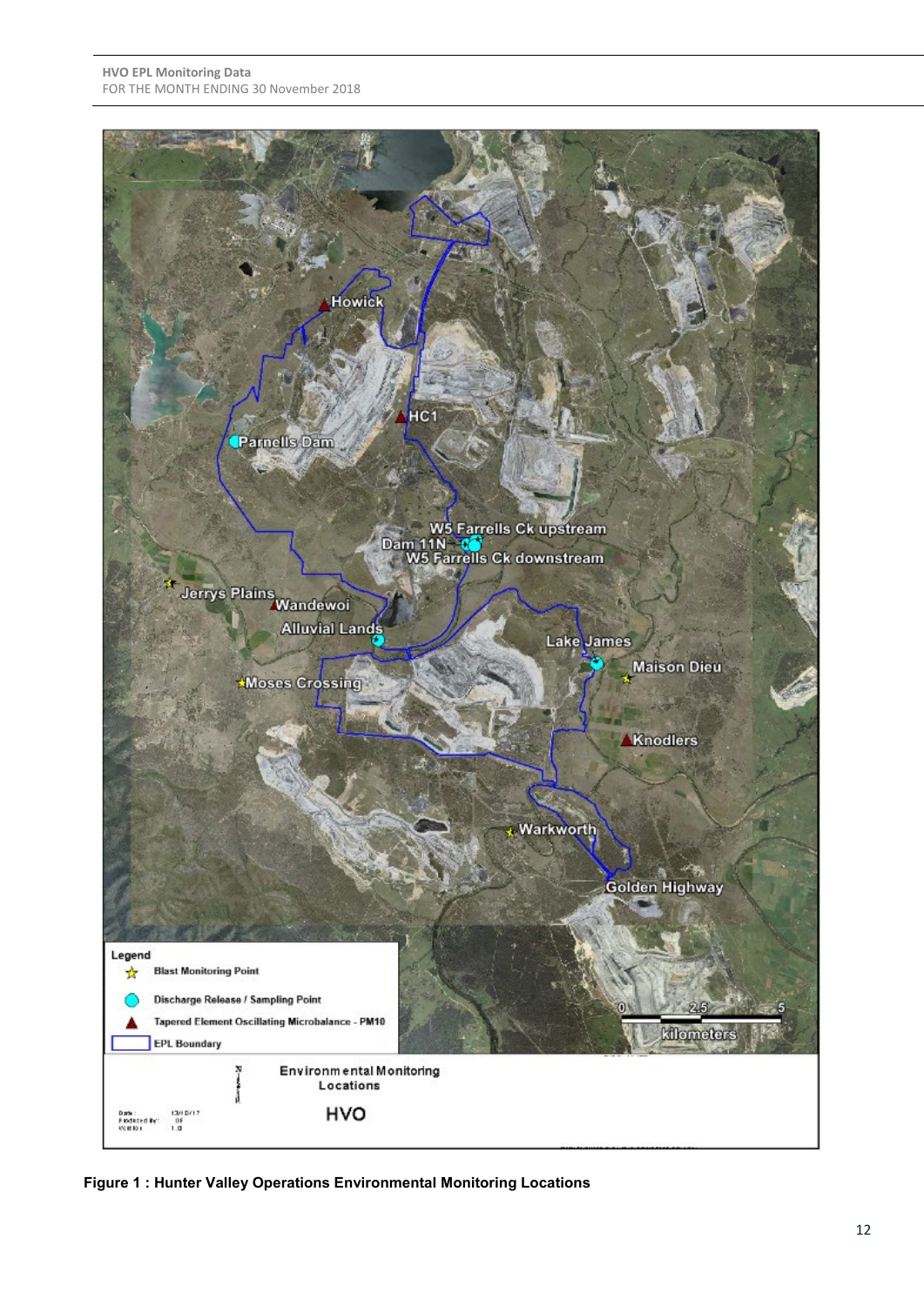HVO
Environmental Monitoring Locations

Legend
Blast Monitoring Point
Discharge Release / Sampling Point
Tapered Element Oscillating Microbalance - PM10
EPL Boundary

0 2.5 5
kilometers

Howick
HC1
Parnells Dam
W5 Farrells Ck upstream
Dam 11N
W5 Farrells Ck downstream
Jerrys Plains
Wandewoi
Alluvial Lands
Lake James
Maison Dieu
Moses Crossing
Knodlers
Warkworth
Golden Highway

**Figure 1 : Hunter Valley Operations Environmental Monitoring Locations**